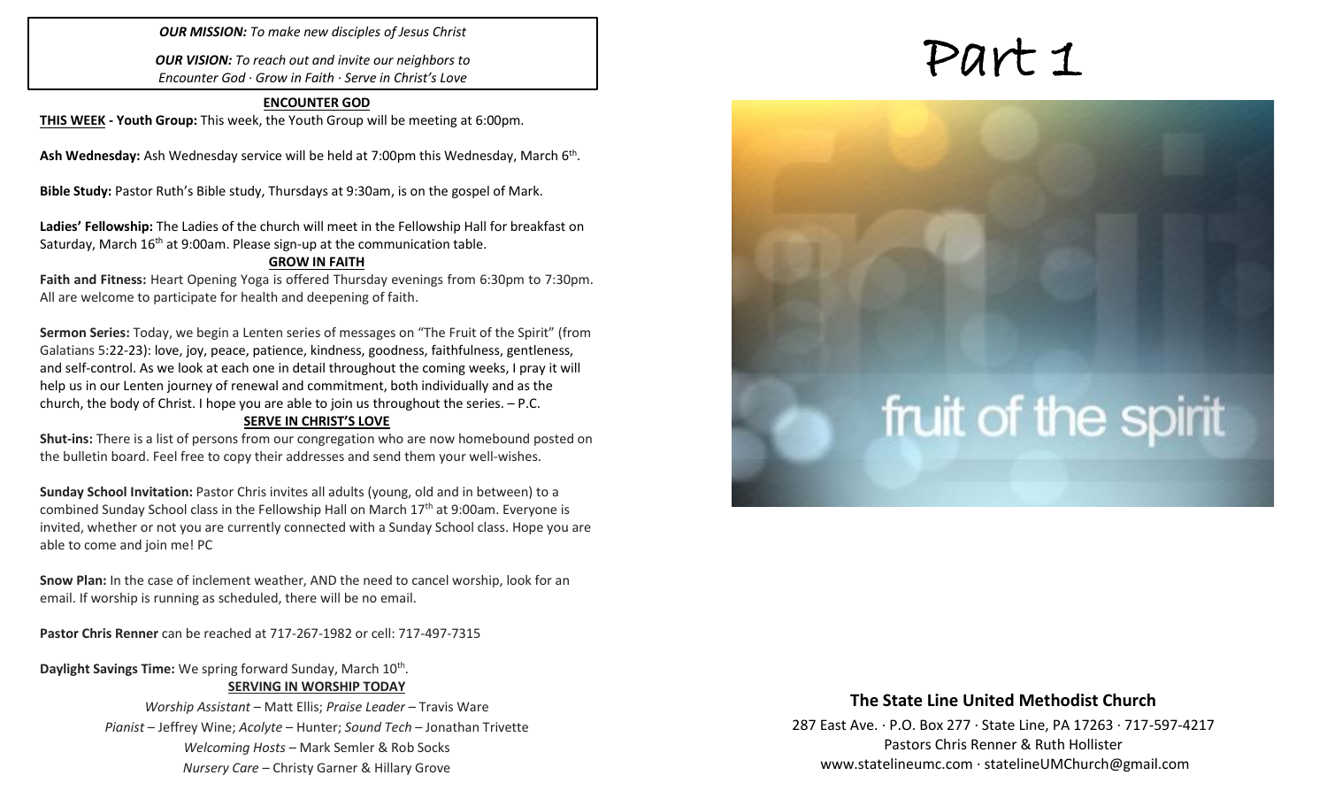***OUR MISSION:*** *To make new disciples of Jesus Christ*

***OUR VISION:*** *To reach out and invite our neighbors to Encounter God · Grow in Faith · Serve in Christ's Love*

## ENCOUNTER GOD

**THIS WEEK - Youth Group:** This week, the Youth Group will be meeting at 6:00pm.

**Ash Wednesday:** Ash Wednesday service will be held at 7:00pm this Wednesday, March 6th.

**Bible Study:** Pastor Ruth's Bible study, Thursdays at 9:30am, is on the gospel of Mark.

**Ladies' Fellowship:** The Ladies of the church will meet in the Fellowship Hall for breakfast on Saturday, March 16th at 9:00am. Please sign-up at the communication table.

## GROW IN FAITH

**Faith and Fitness:** Heart Opening Yoga is offered Thursday evenings from 6:30pm to 7:30pm. All are welcome to participate for health and deepening of faith.

**Sermon Series:** Today, we begin a Lenten series of messages on "The Fruit of the Spirit" (from Galatians 5:22-23): love, joy, peace, patience, kindness, goodness, faithfulness, gentleness, and self-control. As we look at each one in detail throughout the coming weeks, I pray it will help us in our Lenten journey of renewal and commitment, both individually and as the church, the body of Christ. I hope you are able to join us throughout the series. – P.C.

## SERVE IN CHRIST'S LOVE

**Shut-ins:** There is a list of persons from our congregation who are now homebound posted on the bulletin board. Feel free to copy their addresses and send them your well-wishes.

**Sunday School Invitation:** Pastor Chris invites all adults (young, old and in between) to a combined Sunday School class in the Fellowship Hall on March 17th at 9:00am. Everyone is invited, whether or not you are currently connected with a Sunday School class. Hope you are able to come and join me! PC

**Snow Plan:** In the case of inclement weather, AND the need to cancel worship, look for an email. If worship is running as scheduled, there will be no email.

**Pastor Chris Renner** can be reached at 717-267-1982 or cell: 717-497-7315

**Daylight Savings Time:** We spring forward Sunday, March 10th.

## SERVING IN WORSHIP TODAY

*Worship Assistant* – Matt Ellis; *Praise Leader* – Travis Ware
*Pianist* – Jeffrey Wine; *Acolyte* – Hunter; *Sound Tech* – Jonathan Trivette
*Welcoming Hosts* – Mark Semler & Rob Socks
*Nursery Care* – Christy Garner & Hillary Grove

# Part 1

fruit of the spirit

### The State Line United Methodist Church

287 East Ave. · P.O. Box 277 · State Line, PA 17263 · 717-597-4217
Pastors Chris Renner & Ruth Hollister
www.statelineumc.com · statelineUMChurch@gmail.com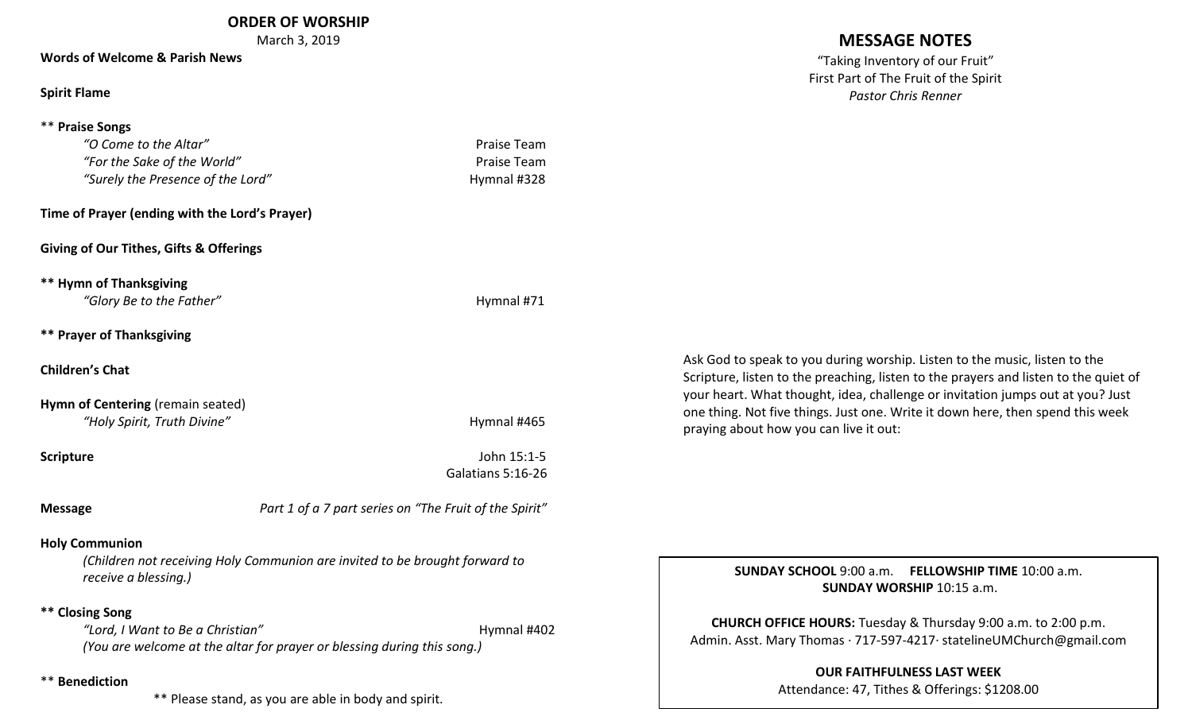## ORDER OF WORSHIP

March 3, 2019

**Words of Welcome & Parish News**

**Spirit Flame**

** **Praise Songs**

*"O Come to the Altar"* — Praise Team
*"For the Sake of the World"* — Praise Team
*"Surely the Presence of the Lord"* — Hymnal #328

**Time of Prayer (ending with the Lord's Prayer)**

**Giving of Our Tithes, Gifts & Offerings**

** **Hymn of Thanksgiving**

*"Glory Be to the Father"* — Hymnal #71

** **Prayer of Thanksgiving**

**Children's Chat**

**Hymn of Centering** (remain seated)

*"Holy Spirit, Truth Divine"* — Hymnal #465

**Scripture** — John 15:1-5, Galatians 5:16-26

**Message** — *Part 1 of a 7 part series on "The Fruit of the Spirit"*

**Holy Communion**

*(Children not receiving Holy Communion are invited to be brought forward to receive a blessing.)*

** **Closing Song**

*"Lord, I Want to Be a Christian"* — Hymnal #402
*(You are welcome at the altar for prayer or blessing during this song.)*

** **Benediction**

** Please stand, as you are able in body and spirit.

## MESSAGE NOTES

"Taking Inventory of our Fruit"
First Part of The Fruit of the Spirit
*Pastor Chris Renner*

Ask God to speak to you during worship. Listen to the music, listen to the Scripture, listen to the preaching, listen to the prayers and listen to the quiet of your heart. What thought, idea, challenge or invitation jumps out at you? Just one thing. Not five things. Just one. Write it down here, then spend this week praying about how you can live it out:

**SUNDAY SCHOOL** 9:00 a.m. **FELLOWSHIP TIME** 10:00 a.m.
**SUNDAY WORSHIP** 10:15 a.m.

**CHURCH OFFICE HOURS:** Tuesday & Thursday 9:00 a.m. to 2:00 p.m.
Admin. Asst. Mary Thomas · 717-597-4217· statelineUMChurch@gmail.com

**OUR FAITHFULNESS LAST WEEK**
Attendance: 47, Tithes & Offerings: $1208.00